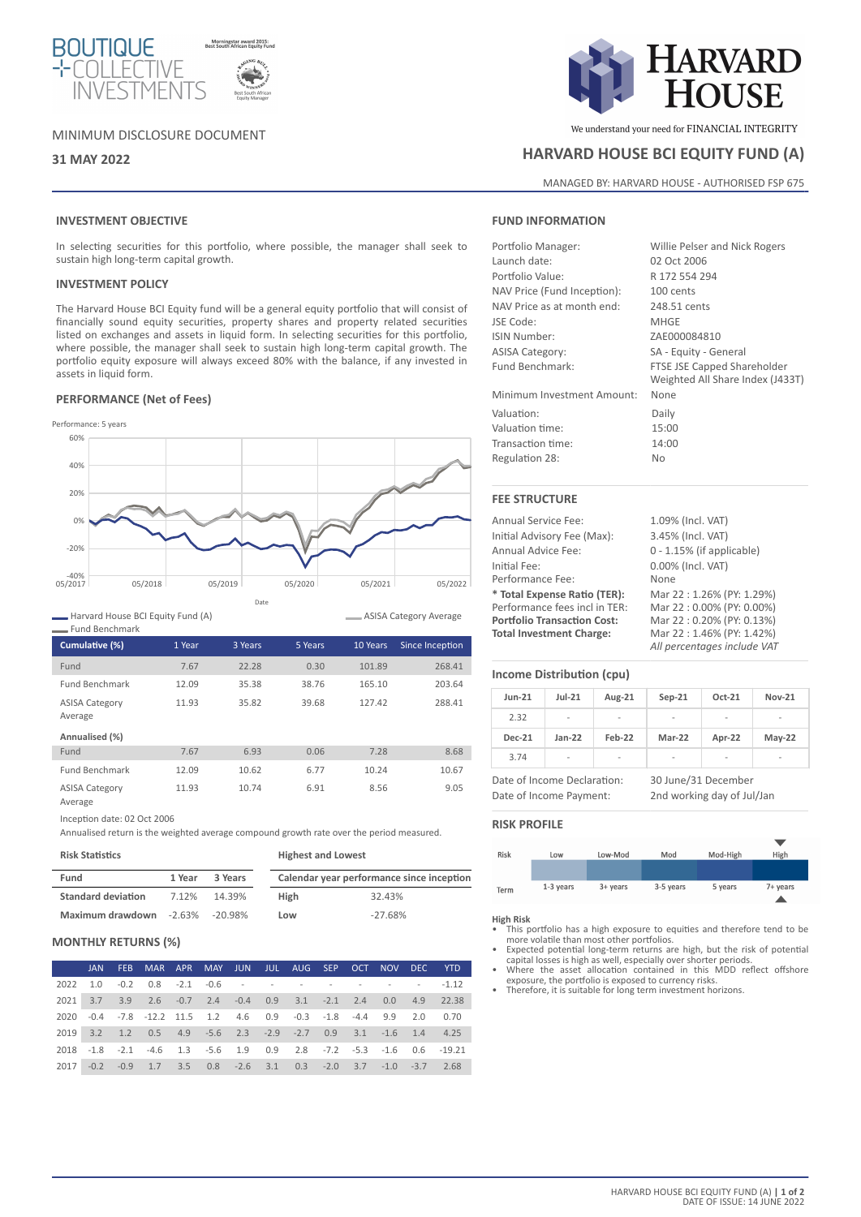BOUTIQUE COLLECTIVE INVESTMENTS

Morningstar award 2015: Best South African Equity Fund

Raging Bull Award Winner 2015 – Best South African Equity Manager

MINIMUM DISCLOSURE DOCUMENT

**31 MAY 2022**

HARVARD HOUSE

We understand your need for FINANCIAL INTEGRITY

## HARVARD HOUSE BCI EQUITY FUND (A)

MANAGED BY: HARVARD HOUSE - AUTHORISED FSP 675

### INVESTMENT OBJECTIVE

In selecting securities for this portfolio, where possible, the manager shall seek to sustain high long-term capital growth.

### INVESTMENT POLICY

The Harvard House BCI Equity fund will be a general equity portfolio that will consist of financially sound equity securities, property shares and property related securities listed on exchanges and assets in liquid form. In selecting securities for this portfolio, where possible, the manager shall seek to sustain high long-term capital growth. The portfolio equity exposure will always exceed 80% with the balance, if any invested in assets in liquid form.

### PERFORMANCE (Net of Fees)

Performance: 5 years

Harvard House BCI Equity Fund (A) — ASISA Category Average — Fund Benchmark

| Cumulative (%) | 1 Year | 3 Years | 5 Years | 10 Years | Since Inception |
|---|---|---|---|---|---|
| Fund | 7.67 | 22.28 | 0.30 | 101.89 | 268.41 |
| Fund Benchmark | 12.09 | 35.38 | 38.76 | 165.10 | 203.64 |
| ASISA Category Average | 11.93 | 35.82 | 39.68 | 127.42 | 288.41 |
| **Annualised (%)** | | | | | |
| Fund | 7.67 | 6.93 | 0.06 | 7.28 | 8.68 |
| Fund Benchmark | 12.09 | 10.62 | 6.77 | 10.24 | 10.67 |
| ASISA Category Average | 11.93 | 10.74 | 6.91 | 8.56 | 9.05 |

Inception date: 02 Oct 2006

Annualised return is the weighted average compound growth rate over the period measured.

**Risk Statistics**

| Fund | 1 Year | 3 Years |
|---|---|---|
| Standard deviation | 7.12% | 14.39% |
| Maximum drawdown | -2.63% | -20.98% |

**Highest and Lowest**

| Calendar year performance since inception | |
|---|---|
| High | 32.43% |
| Low | -27.68% |

### MONTHLY RETURNS (%)

| | JAN | FEB | MAR | APR | MAY | JUN | JUL | AUG | SEP | OCT | NOV | DEC | YTD |
|---|---|---|---|---|---|---|---|---|---|---|---|---|---|
| 2022 | 1.0 | -0.2 | 0.8 | -2.1 | -0.6 | - | - | - | - | - | - | - | -1.12 |
| 2021 | 3.7 | 3.9 | 2.6 | -0.7 | 2.4 | -0.4 | 0.9 | 3.1 | -2.1 | 2.4 | 0.0 | 4.9 | 22.38 |
| 2020 | -0.4 | -7.8 | -12.2 | 11.5 | 1.2 | 4.6 | 0.9 | -0.3 | -1.8 | -4.4 | 9.9 | 2.0 | 0.70 |
| 2019 | 3.2 | 1.2 | 0.5 | 4.9 | -5.6 | 2.3 | -2.9 | -2.7 | 0.9 | 3.1 | -1.6 | 1.4 | 4.25 |
| 2018 | -1.8 | -2.1 | -4.6 | 1.3 | -5.6 | 1.9 | 0.9 | 2.8 | -7.2 | -5.3 | -1.6 | 0.6 | -19.21 |
| 2017 | -0.2 | -0.9 | 1.7 | 3.5 | 0.8 | -2.6 | 3.1 | 0.3 | -2.0 | 3.7 | -1.0 | -3.7 | 2.68 |

### FUND INFORMATION

| | |
|---|---|
| Portfolio Manager: | Willie Pelser and Nick Rogers |
| Launch date: | 02 Oct 2006 |
| Portfolio Value: | R 172 554 294 |
| NAV Price (Fund Inception): | 100 cents |
| NAV Price as at month end: | 248.51 cents |
| JSE Code: | MHGE |
| ISIN Number: | ZAE000084810 |
| ASISA Category: | SA - Equity - General |
| Fund Benchmark: | FTSE JSE Capped Shareholder Weighted All Share Index (J433T) |
| Minimum Investment Amount: | None |
| Valuation: | Daily |
| Valuation time: | 15:00 |
| Transaction time: | 14:00 |
| Regulation 28: | No |

### FEE STRUCTURE

| | |
|---|---|
| Annual Service Fee: | 1.09% (Incl. VAT) |
| Initial Advisory Fee (Max): | 3.45% (Incl. VAT) |
| Annual Advice Fee: | 0 - 1.15% (if applicable) |
| Initial Fee: | 0.00% (Incl. VAT) |
| Performance Fee: | None |
| **\* Total Expense Ratio (TER):** | Mar 22 : 1.26% (PY: 1.29%) |
| Performance fees incl in TER: | Mar 22 : 0.00% (PY: 0.00%) |
| **Portfolio Transaction Cost:** | Mar 22 : 0.20% (PY: 0.13%) |
| **Total Investment Charge:** | Mar 22 : 1.46% (PY: 1.42%) |
| | *All percentages include VAT* |

### Income Distribution (cpu)

| Jun-21 | Jul-21 | Aug-21 | Sep-21 | Oct-21 | Nov-21 |
|---|---|---|---|---|---|
| 2.32 | - | - | - | - | - |
| **Dec-21** | **Jan-22** | **Feb-22** | **Mar-22** | **Apr-22** | **May-22** |
| 3.74 | - | - | - | - | - |

| | |
|---|---|
| Date of Income Declaration: | 30 June/31 December |
| Date of Income Payment: | 2nd working day of Jul/Jan |

### RISK PROFILE

| Risk | Low | Low-Mod | Mod | Mod-High | High |
|---|---|---|---|---|---|
| Term | 1-3 years | 3+ years | 3-5 years | 5 years | 7+ years |

**High Risk**

- This portfolio has a high exposure to equities and therefore tend to be more volatile than most other portfolios.
- Expected potential long-term returns are high, but the risk of potential capital losses is high as well, especially over shorter periods.
- Where the asset allocation contained in this MDD reflect offshore exposure, the portfolio is exposed to currency risks.
- Therefore, it is suitable for long term investment horizons.

HARVARD HOUSE BCI EQUITY FUND (A)
DATE OF ISSUE: 14 JUNE 2022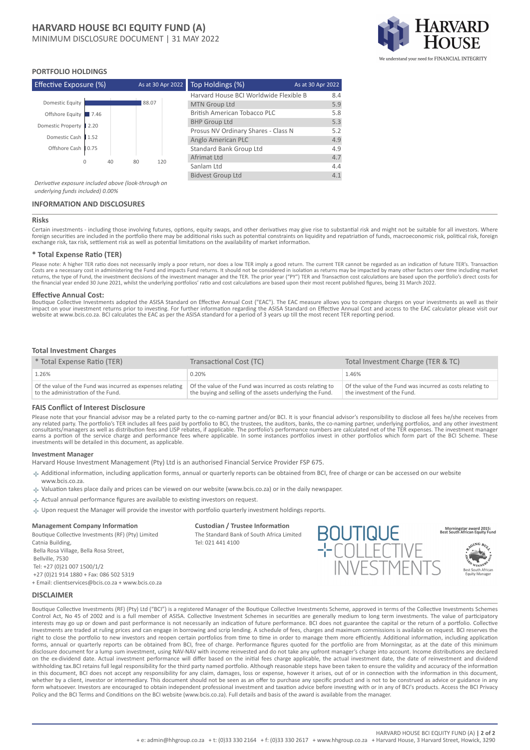# HARVARD HOUSE BCI EQUITY FUND (A)

MINIMUM DISCLOSURE DOCUMENT | 31 MAY 2022

## PORTFOLIO HOLDINGS

Effective Exposure (%) As at 30 Apr 2022

Domestic Equity 88.07
Offshore Equity 7.46
Domestic Property 2.20
Domestic Cash 1.52
Offshore Cash 0.75

0 40 80 120

*Derivative exposure included above (look-through on underlying funds included) 0.00%*

| Top Holdings (%) | As at 30 Apr 2022 |
|---|---|
| Harvard House BCI Worldwide Flexible B | 8.4 |
| MTN Group Ltd | 5.9 |
| British American Tobacco PLC | 5.8 |
| BHP Group Ltd | 5.3 |
| Prosus NV Ordinary Shares - Class N | 5.2 |
| Anglo American PLC | 4.9 |
| Standard Bank Group Ltd | 4.9 |
| Afrimat Ltd | 4.7 |
| Sanlam Ltd | 4.4 |
| Bidvest Group Ltd | 4.1 |

## INFORMATION AND DISCLOSURES

### Risks

Certain investments - including those involving futures, options, equity swaps, and other derivatives may give rise to substantial risk and might not be suitable for all investors. Where foreign securities are included in the portfolio there may be additional risks such as potential constraints on liquidity and repatriation of funds, macroeconomic risk, political risk, foreign exchange risk, tax risk, settlement risk as well as potential limitations on the availability of market information.

### * Total Expense Ratio (TER)

Please note: A higher TER ratio does not necessarily imply a poor return, nor does a low TER imply a good return. The current TER cannot be regarded as an indication of future TER's. Transaction Costs are a necessary cost in administering the Fund and impacts Fund returns. It should not be considered in isolation as returns may be impacted by many other factors over time including market returns, the type of Fund, the investment decisions of the investment manager and the TER. The prior year ("PY") TER and Transaction cost calculations are based upon the portfolio's direct costs for the financial year ended 30 June 2021, whilst the underlying portfolios' ratio and cost calculations are based upon their most recent published figures, being 31 March 2022.

### Effective Annual Cost:

Boutique Collective Investments adopted the ASISA Standard on Effective Annual Cost ("EAC"). The EAC measure allows you to compare charges on your investments as well as their impact on your investment returns prior to investing. For further information regarding the ASISA Standard on Effective Annual Cost and access to the EAC calculator please visit our website at www.bcis.co.za. BCI calculates the EAC as per the ASISA standard for a period of 3 years up till the most recent TER reporting period.

### Total Investment Charges

| * Total Expense Ratio (TER) | Transactional Cost (TC) | Total Investment Charge (TER & TC) |
|---|---|---|
| 1.26% | 0.20% | 1.46% |
| Of the value of the Fund was incurred as expenses relating to the administration of the Fund. | Of the value of the Fund was incurred as costs relating to the buying and selling of the assets underlying the Fund. | Of the value of the Fund was incurred as costs relating to the investment of the Fund. |

### FAIS Conflict of Interest Disclosure

Please note that your financial advisor may be a related party to the co-naming partner and/or BCI. It is your financial advisor's responsibility to disclose all fees he/she receives from any related party. The portfolio's TER includes all fees paid by portfolio to BCI, the trustees, the auditors, banks, the co-naming partner, underlying portfolios, and any other investment consultants/managers as well as distribution fees and LISP rebates, if applicable. The portfolio's performance numbers are calculated net of the TER expenses. The investment manager earns a portion of the service charge and performance fees where applicable. In some instances portfolios invest in other portfolios which form part of the BCI Scheme. These investments will be detailed in this document, as applicable.

### Investment Manager

Harvard House Investment Management (Pty) Ltd is an authorised Financial Service Provider FSP 675.

- Additional information, including application forms, annual or quarterly reports can be obtained from BCI, free of charge or can be accessed on our website www.bcis.co.za.
- Valuation takes place daily and prices can be viewed on our website (www.bcis.co.za) or in the daily newspaper.
- Actual annual performance figures are available to existing investors on request.
- Upon request the Manager will provide the investor with portfolio quarterly investment holdings reports.

### Management Company Information

Boutique Collective Investments (RF) (Pty) Limited
Catnia Building,
Bella Rosa Village, Bella Rosa Street,
Bellville, 7530
Tel: +27 (0)21 007 1500/1/2
+27 (0)21 914 1880 + Fax: 086 502 5319
+ Email: clientservices@bcis.co.za + www.bcis.co.za

### Custodian / Trustee Information

The Standard Bank of South Africa Limited
Tel: 021 441 4100

Morningstar award 2015: Best South African Equity Fund

Best South African Equity Manager

## DISCLAIMER

Boutique Collective Investments (RF) (Pty) Ltd ("BCI") is a registered Manager of the Boutique Collective Investments Scheme, approved in terms of the Collective Investments Schemes Control Act, No 45 of 2002 and is a full member of ASISA. Collective Investment Schemes in securities are generally medium to long term investments. The value of participatory interests may go up or down and past performance is not necessarily an indication of future performance. BCI does not guarantee the capital or the return of a portfolio. Collective Investments are traded at ruling prices and can engage in borrowing and scrip lending. A schedule of fees, charges and maximum commissions is available on request. BCI reserves the right to close the portfolio to new investors and reopen certain portfolios from time to time in order to manage them more efficiently. Additional information, including application forms, annual or quarterly reports can be obtained from BCI, free of charge. Performance figures quoted for the portfolio are from Morningstar, as at the date of this minimum disclosure document for a lump sum investment, using NAV-NAV with income reinvested and do not take any upfront manager's charge into account. Income distributions are declared on the ex-dividend date. Actual investment performance will differ based on the initial fees charge applicable, the actual investment date, the date of reinvestment and dividend withholding tax.BCI retains full legal responsibility for the third party named portfolio. Although reasonable steps have been taken to ensure the validity and accuracy of the information in this document, BCI does not accept any responsibility for any claim, damages, loss or expense, however it arises, out of or in connection with the information in this document, whether by a client, investor or intermediary. This document should not be seen as an offer to purchase any specific product and is not to be construed as advice or guidance in any form whatsoever. Investors are encouraged to obtain independent professional investment and taxation advice before investing with or in any of BCI's products. Access the BCI Privacy Policy and the BCI Terms and Conditions on the BCI website (www.bcis.co.za). Full details and basis of the award is available from the manager.

+ e: admin@hhgroup.co.za + t: (0)33 330 2164 + f: (0)33 330 2617 + www.hhgroup.co.za + Harvard House, 3 Harvard Street, Howick, 3290